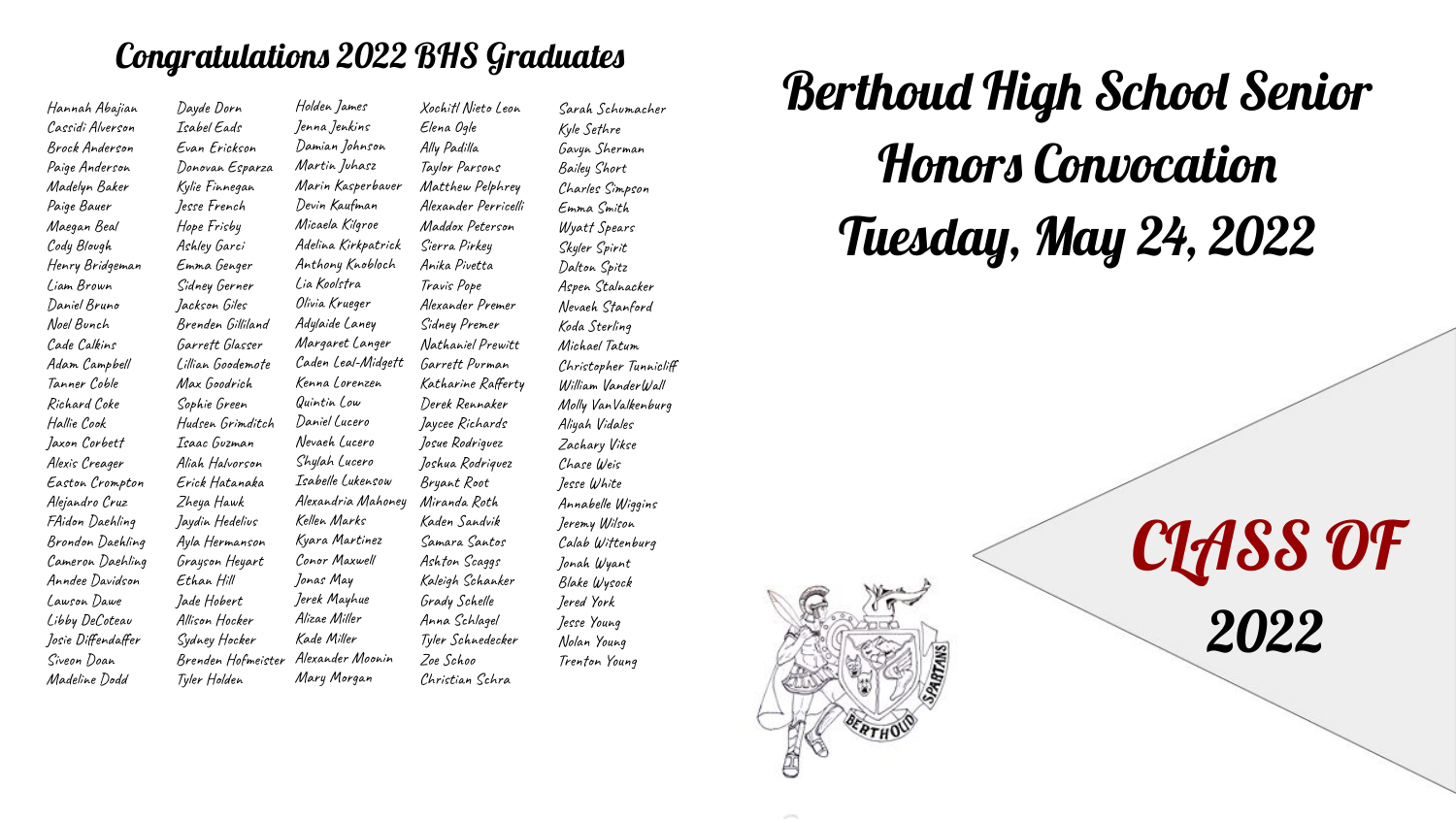## Congratulations 2022 BHS Graduates

Hannah Abajian
Cassidi Alverson
Brock Anderson
Paige Anderson
Madelyn Baker
Paige Bauer
Maegan Beal
Cody Blough
Henry Bridgeman
Liam Brown
Daniel Bruno
Noel Bunch
Cade Calkins
Adam Campbell
Tanner Coble
Richard Coke
Hallie Cook
Jaxon Corbett
Alexis Creager
Easton Crompton
Alejandro Cruz
FAidon Daehling
Brondon Daehling
Cameron Daehling
Anndee Davidson
Lawson Dawe
Libby DeCoteau
Josie Diffendaffer
Siveon Doan
Madeline Dodd
Dayde Dorn
Isabel Eads
Evan Erickson
Donovan Esparza
Kylie Finnegan
Jesse French
Hope Frisby
Ashley Garci
Emma Genger
Sidney Gerner
Jackson Giles
Brenden Gilliland
Garrett Glasser
Lillian Goodemote
Max Goodrich
Sophie Green
Hudsen Grimditch
Isaac Guzman
Aliah Halvorson
Erick Hatanaka
Zheya Hawk
Jaydin Hedelius
Ayla Hermanson
Grayson Heyart
Ethan Hill
Jade Hobert
Allison Hocker
Sydney Hocker
Brenden Hofmeister
Tyler Holden
Holden James
Jenna Jenkins
Damian Johnson
Martin Juhasz
Marin Kasperbauer
Devin Kaufman
Micaela Kilgroe
Adelina Kirkpatrick
Anthony Knobloch
Lia Koolstra
Olivia Krueger
Adylaide Laney
Margaret Langer
Caden Leal-Midgett
Kenna Lorenzen
Quintin Low
Daniel Lucero
Nevaeh Lucero
Shylah Lucero
Isabelle Lukensow
Alexandria Mahoney
Kellen Marks
Kyara Martinez
Conor Maxwell
Jonas May
Jerek Mayhue
Alizae Miller
Kade Miller
Alexander Moonin
Mary Morgan
Xochitl Nieto Leon
Elena Ogle
Ally Padilla
Taylor Parsons
Matthew Pelphrey
Alexander Perricelli
Maddox Peterson
Sierra Pirkey
Anika Pivetta
Travis Pope
Alexander Premer
Sidney Premer
Nathaniel Prewitt
Garrett Purman
Katharine Rafferty
Derek Rennaker
Jaycee Richards
Josue Rodriguez
Joshua Rodriquez
Bryant Root
Miranda Roth
Kaden Sandvik
Samara Santos
Ashton Scaggs
Kaleigh Schanker
Grady Schelle
Anna Schlagel
Tyler Schnedecker
Zoe Schoo
Christian Schra
Sarah Schumacher
Kyle Sethre
Gavyn Sherman
Bailey Short
Charles Simpson
Emma Smith
Wyatt Spears
Skyler Spirit
Dalton Spitz
Aspen Stalnacker
Nevaeh Stanford
Koda Sterling
Michael Tatum
Christopher Tunnicliff
William VanderWall
Molly VanValkenburg
Aliyah Vidales
Zachary Vikse
Chase Weis
Jesse White
Annabelle Wiggins
Jeremy Wilson
Calab Wittenburg
Jonah Wyant
Blake Wysock
Jered York
Jesse Young
Nolan Young
Trenton Young

# Berthoud High School Senior Honors Convocation

# Tuesday, May 24, 2022

CLASS OF 2022

BERTHOUD SPARTANS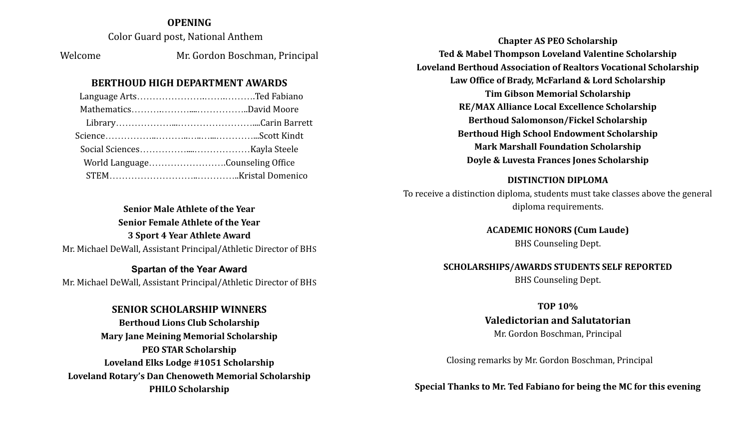## OPENING

Color Guard post, National Anthem

Welcome — Mr. Gordon Boschman, Principal

## BERTHOUD HIGH DEPARTMENT AWARDS

Language Arts……………………..……..……….Ted Fabiano

Mathematics……….……….....……………..David Moore

Library………………....……………………....Carin Barrett

Science……………...……...…...….…………...Scott Kindt

Social Sciences…………….....………………Kayla Steele

World Language…………………….Counseling Office

STEM………………………..…………..Kristal Domenico

**Senior Male Athlete of the Year**

**Senior Female Athlete of the Year**

**3 Sport 4 Year Athlete Award**

Mr. Michael DeWall, Assistant Principal/Athletic Director of BHS

**Spartan of the Year Award**

Mr. Michael DeWall, Assistant Principal/Athletic Director of BHS

## SENIOR SCHOLARSHIP WINNERS

**Berthoud Lions Club Scholarship**

**Mary Jane Meining Memorial Scholarship**

**PEO STAR Scholarship**

**Loveland Elks Lodge #1051 Scholarship**

**Loveland Rotary's Dan Chenoweth Memorial Scholarship**

**PHILO Scholarship**

**Chapter AS PEO Scholarship**

**Ted & Mabel Thompson Loveland Valentine Scholarship**

**Loveland Berthoud Association of Realtors Vocational Scholarship**

**Law Office of Brady, McFarland & Lord Scholarship**

**Tim Gibson Memorial Scholarship**

**RE/MAX Alliance Local Excellence Scholarship**

**Berthoud Salomonson/Fickel Scholarship**

**Berthoud High School Endowment Scholarship**

**Mark Marshall Foundation Scholarship**

**Doyle & Luvesta Frances Jones Scholarship**

## DISTINCTION DIPLOMA

To receive a distinction diploma, students must take classes above the general diploma requirements.

## ACADEMIC HONORS (Cum Laude)

BHS Counseling Dept.

## SCHOLARSHIPS/AWARDS STUDENTS SELF REPORTED

BHS Counseling Dept.

## TOP 10%

### Valedictorian and Salutatorian

Mr. Gordon Boschman, Principal

Closing remarks by Mr. Gordon Boschman, Principal

**Special Thanks to Mr. Ted Fabiano for being the MC for this evening**